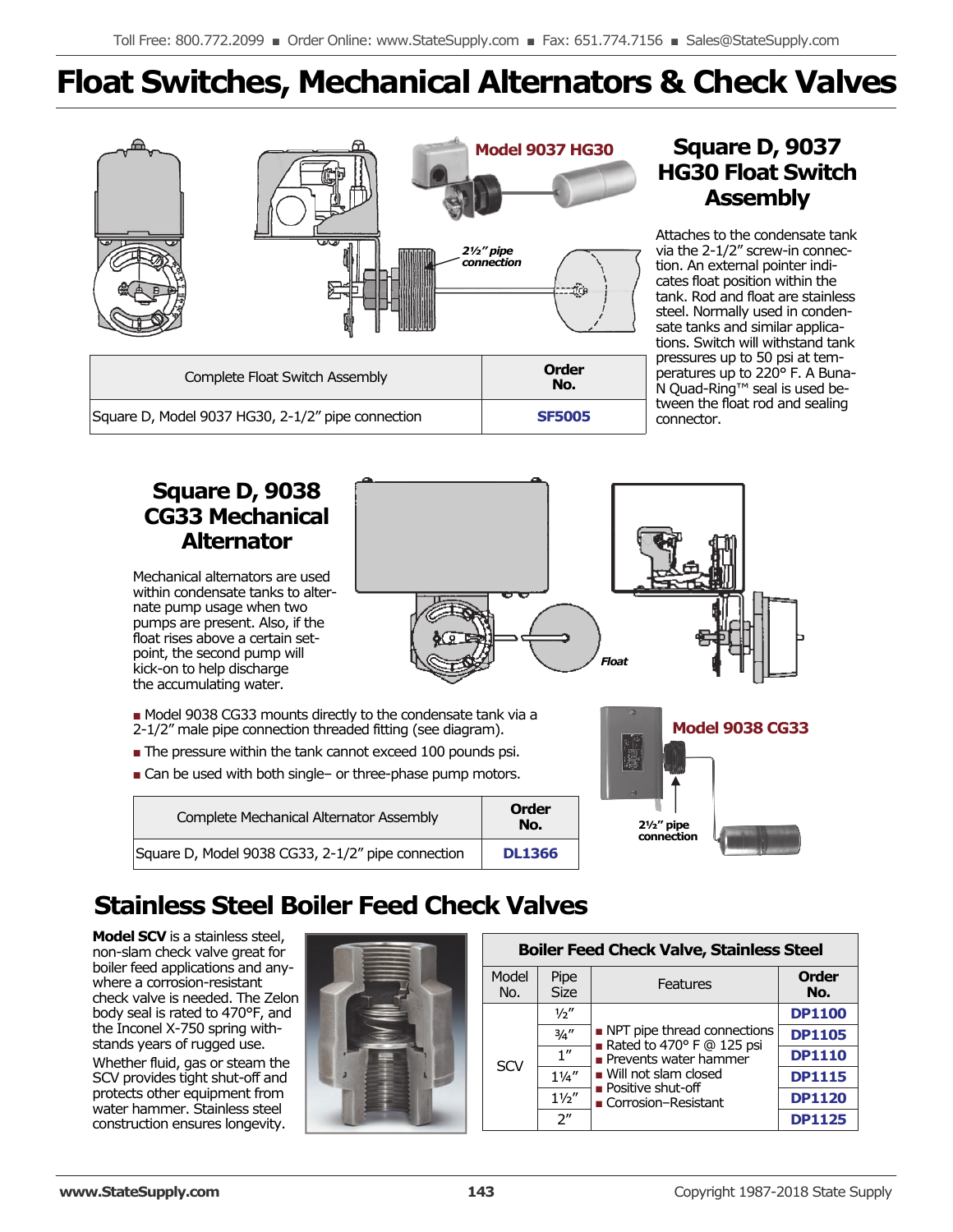# Float Switches, Mechanical Alternators & Check Valves

Model 9037 HG30

2½" pipe connection

## Square D, 9037 HG30 Float Switch Assembly

Attaches to the condensate tank via the 2-1/2" screw-in connection. An external pointer indicates float position within the tank. Rod and float are stainless steel. Normally used in condensate tanks and similar applications. Switch will withstand tank pressures up to 50 psi at temperatures up to 220° F. A Buna-N Quad-Ring™ seal is used between the float rod and sealing connector.

| Complete Float Switch Assembly | Order No. |
|---|---|
| Square D, Model 9037 HG30, 2-1/2" pipe connection | SF5005 |

## Square D, 9038 CG33 Mechanical Alternator

Mechanical alternators are used within condensate tanks to alternate pump usage when two pumps are present. Also, if the float rises above a certain setpoint, the second pump will kick-on to help discharge the accumulating water.

Float

- Model 9038 CG33 mounts directly to the condensate tank via a 2-1/2" male pipe connection threaded fitting (see diagram).
- The pressure within the tank cannot exceed 100 pounds psi.
- Can be used with both single– or three-phase pump motors.

Model 9038 CG33

2½" pipe connection

| Complete Mechanical Alternator Assembly | Order No. |
|---|---|
| Square D, Model 9038 CG33, 2-1/2" pipe connection | DL1366 |

## Stainless Steel Boiler Feed Check Valves

**Model SCV** is a stainless steel, non-slam check valve great for boiler feed applications and anywhere a corrosion-resistant check valve is needed. The Zelon body seal is rated to 470°F, and the Inconel X-750 spring withstands years of rugged use.

Whether fluid, gas or steam the SCV provides tight shut-off and protects other equipment from water hammer. Stainless steel construction ensures longevity.

| Boiler Feed Check Valve, Stainless Steel | | | |
|---|---|---|---|
| Model No. | Pipe Size | Features | Order No. |
| SCV | ½" | ■ NPT pipe thread connections<br>■ Rated to 470° F @ 125 psi<br>■ Prevents water hammer<br>■ Will not slam closed<br>■ Positive shut-off<br>■ Corrosion–Resistant | DP1100 |
| | ¾" | | DP1105 |
| | 1" | | DP1110 |
| | 1¼" | | DP1115 |
| | 1½" | | DP1120 |
| | 2" | | DP1125 |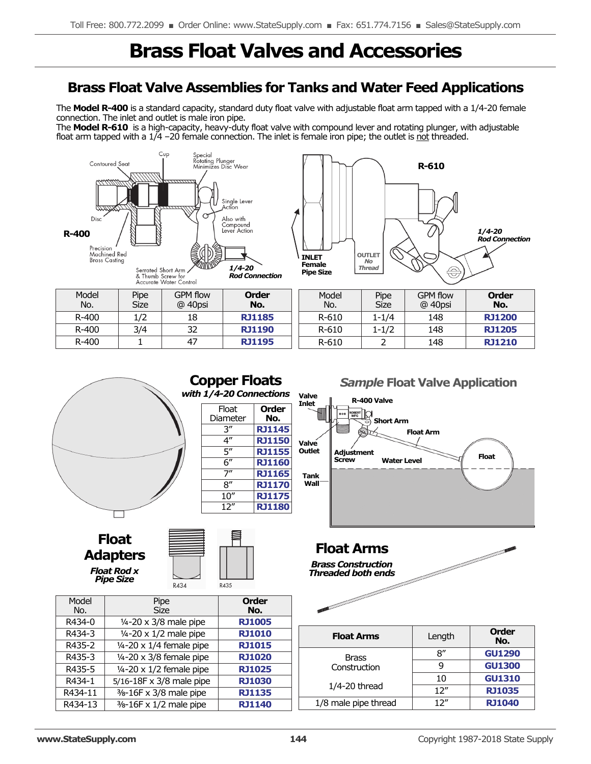# Brass Float Valves and Accessories

## Brass Float Valve Assemblies for Tanks and Water Feed Applications

The **Model R-400** is a standard capacity, standard duty float valve with adjustable float arm tapped with a 1/4-20 female connection. The inlet and outlet is male iron pipe.

The **Model R-610** is a high-capacity, heavy-duty float valve with compound lever and rotating plunger, with adjustable float arm tapped with a 1/4 –20 female connection. The inlet is female iron pipe; the outlet is not threaded.

Contoured Seat
Cup
Special Rotating Plunger Minimizes Disc Wear
Single Lever Action
Also with Compound Lever Action
Disc
**R-400**
Precision Machined Red Brass Casting
Serrated Short Arm & Thumb Screw for Accurate Water Control
***1/4-20 Rod Connection***

**R-610**
**INLET Female Pipe Size**
**OUTLET *No Thread***
***1/4-20 Rod Connection***

| Model No. | Pipe Size | GPM flow @ 40psi | Order No. |
|---|---|---|---|
| R-400 | 1/2 | 18 | **RJ1185** |
| R-400 | 3/4 | 32 | **RJ1190** |
| R-400 | 1 | 47 | **RJ1195** |

| Model No. | Pipe Size | GPM flow @ 40psi | Order No. |
|---|---|---|---|
| R-610 | 1-1/4 | 148 | **RJ1200** |
| R-610 | 1-1/2 | 148 | **RJ1205** |
| R-610 | 2 | 148 | **RJ1210** |

## Copper Floats

***with 1/4-20 Connections***

| Float Diameter | Order No. |
|---|---|
| 3″ | **RJ1145** |
| 4″ | **RJ1150** |
| 5″ | **RJ1155** |
| 6″ | **RJ1160** |
| 7″ | **RJ1165** |
| 8″ | **RJ1170** |
| 10″ | **RJ1175** |
| 12″ | **RJ1180** |

## *Sample* Float Valve Application

Valve Inlet
R-400 Valve
Short Arm
Float Arm
Valve Outlet
Adjustment Screw
Water Level
Float
Tank Wall

## Float Adapters

***Float Rod x Pipe Size***

R434
R435

| Model No. | Pipe Size | Order No. |
|---|---|---|
| R434-0 | ¼-20 x 3/8 male pipe | **RJ1005** |
| R434-3 | ¼-20 x 1/2 male pipe | **RJ1010** |
| R435-2 | ¼-20 x 1/4 female pipe | **RJ1015** |
| R435-3 | ¼-20 x 3/8 female pipe | **RJ1020** |
| R435-5 | ¼-20 x 1/2 female pipe | **RJ1025** |
| R434-1 | 5/16-18F x 3/8 male pipe | **RJ1030** |
| R434-11 | ⅜-16F x 3/8 male pipe | **RJ1135** |
| R434-13 | ⅜-16F x 1/2 male pipe | **RJ1140** |

## Float Arms

***Brass Construction Threaded both ends***

| Float Arms | Length | Order No. |
|---|---|---|
| Brass Construction 1/4-20 thread | 8″ | **GU1290** |
| | 9 | **GU1300** |
| | 10 | **GU1310** |
| | 12″ | **RJ1035** |
| 1/8 male pipe thread | 12″ | **RJ1040** |